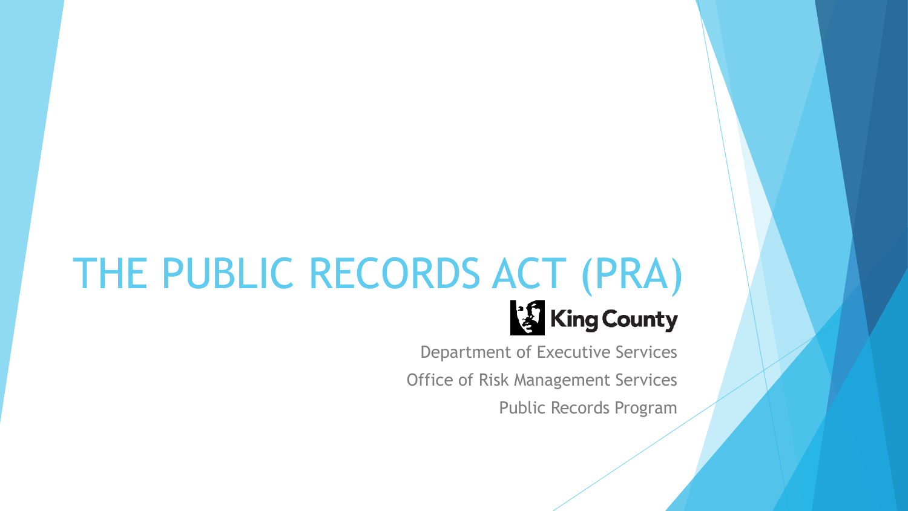# THE PUBLIC RECORDS ACT (PRA)

King County

Department of Executive Services

Office of Risk Management Services

Public Records Program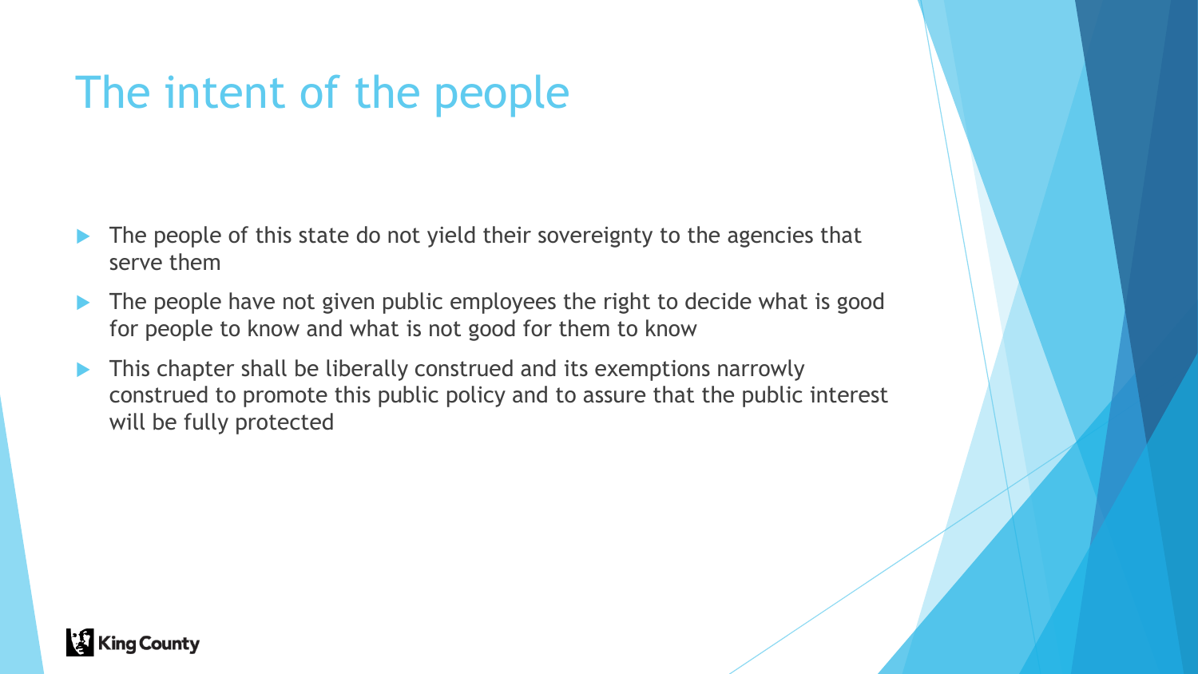# The intent of the people

- The people of this state do not yield their sovereignty to the agencies that serve them
- The people have not given public employees the right to decide what is good for people to know and what is not good for them to know
- This chapter shall be liberally construed and its exemptions narrowly construed to promote this public policy and to assure that the public interest will be fully protected

King County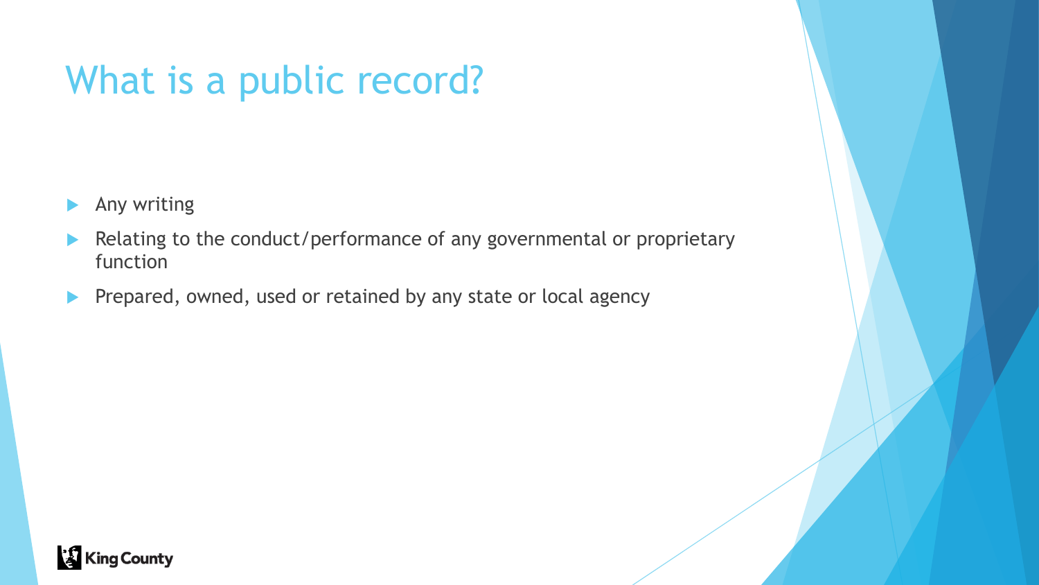# What is a public record?

- Any writing
- Relating to the conduct/performance of any governmental or proprietary function
- Prepared, owned, used or retained by any state or local agency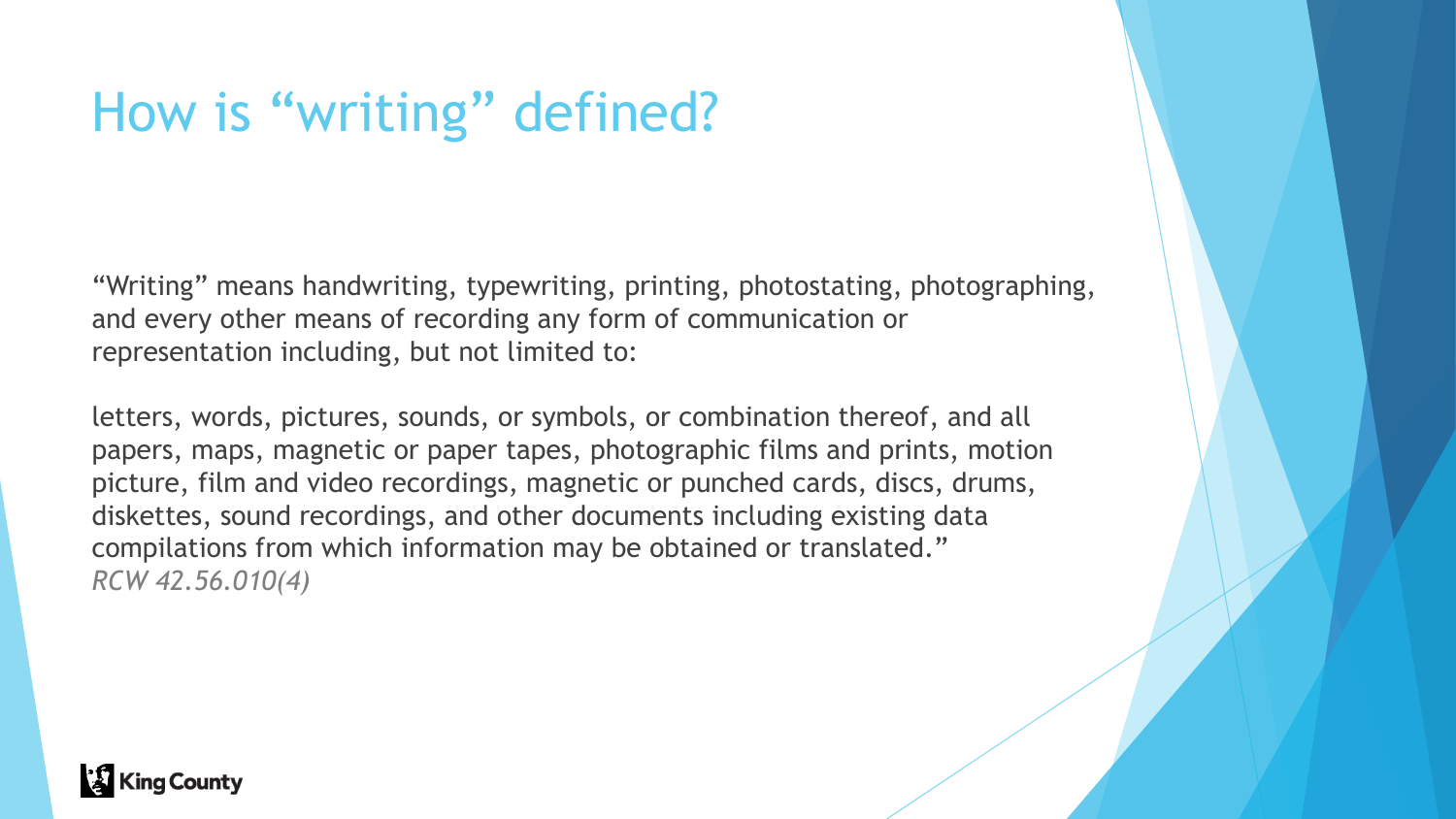# How is "writing" defined?

"Writing" means handwriting, typewriting, printing, photostating, photographing, and every other means of recording any form of communication or representation including, but not limited to:

letters, words, pictures, sounds, or symbols, or combination thereof, and all papers, maps, magnetic or paper tapes, photographic films and prints, motion picture, film and video recordings, magnetic or punched cards, discs, drums, diskettes, sound recordings, and other documents including existing data compilations from which information may be obtained or translated."
*RCW 42.56.010(4)*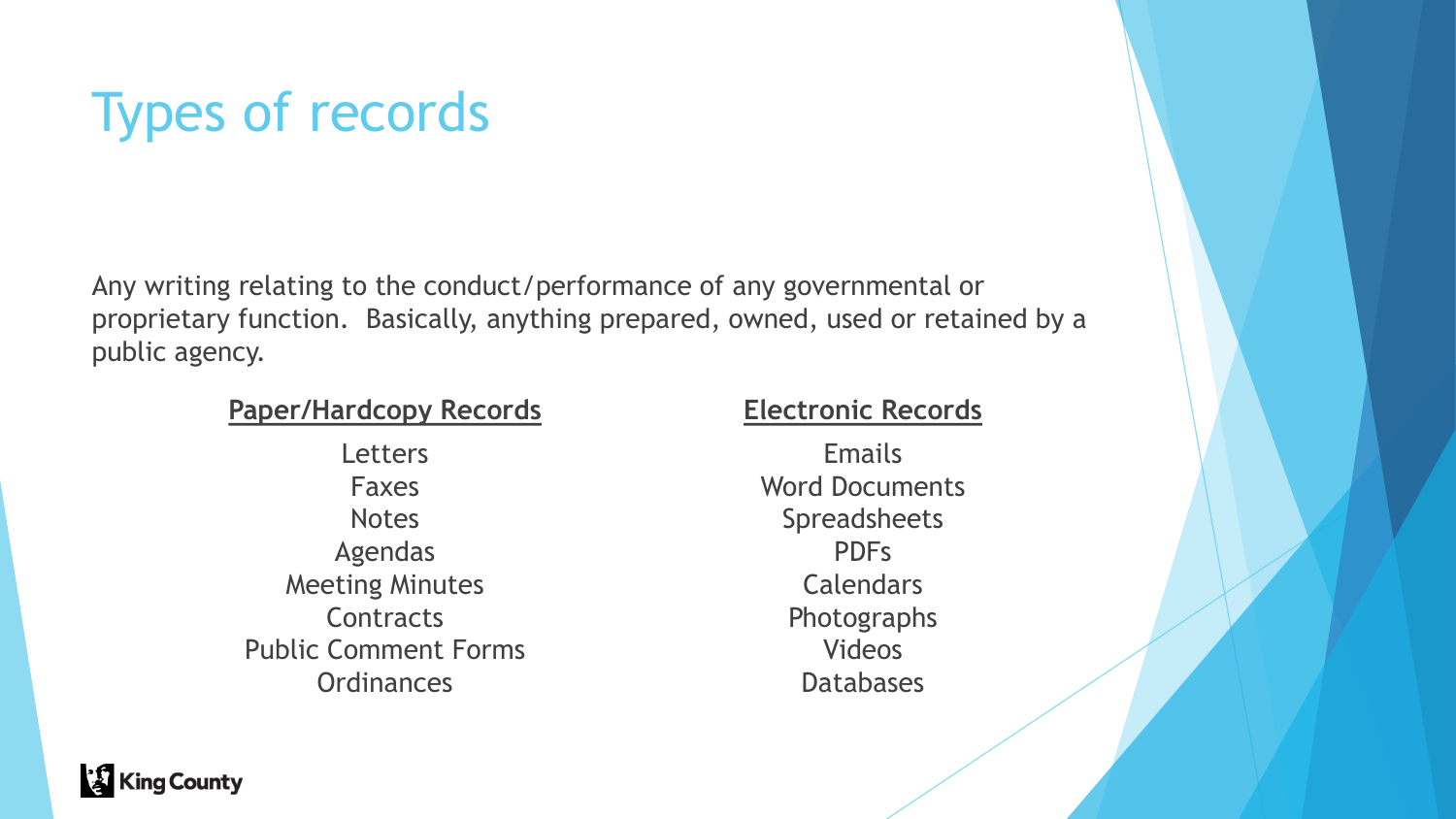# Types of records

Any writing relating to the conduct/performance of any governmental or proprietary function. Basically, anything prepared, owned, used or retained by a public agency.

**Paper/Hardcopy Records**

- Letters
- Faxes
- Notes
- Agendas
- Meeting Minutes
- Contracts
- Public Comment Forms
- Ordinances

**Electronic Records**

- Emails
- Word Documents
- Spreadsheets
- PDFs
- Calendars
- Photographs
- Videos
- Databases

King County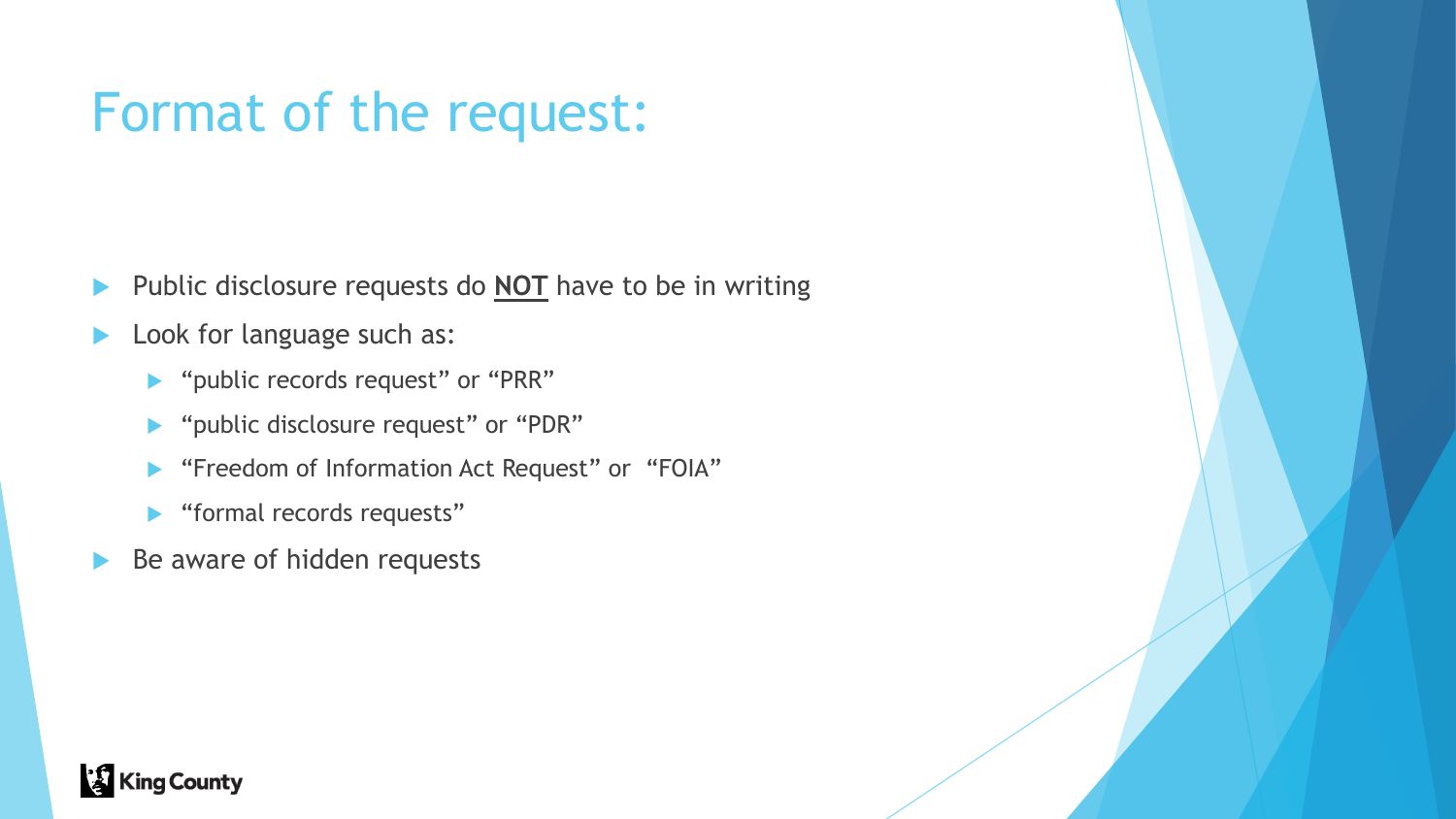# Format of the request:

- Public disclosure requests do **NOT** have to be in writing
- Look for language such as:
  - "public records request" or "PRR"
  - "public disclosure request" or "PDR"
  - "Freedom of Information Act Request" or "FOIA"
  - "formal records requests"
- Be aware of hidden requests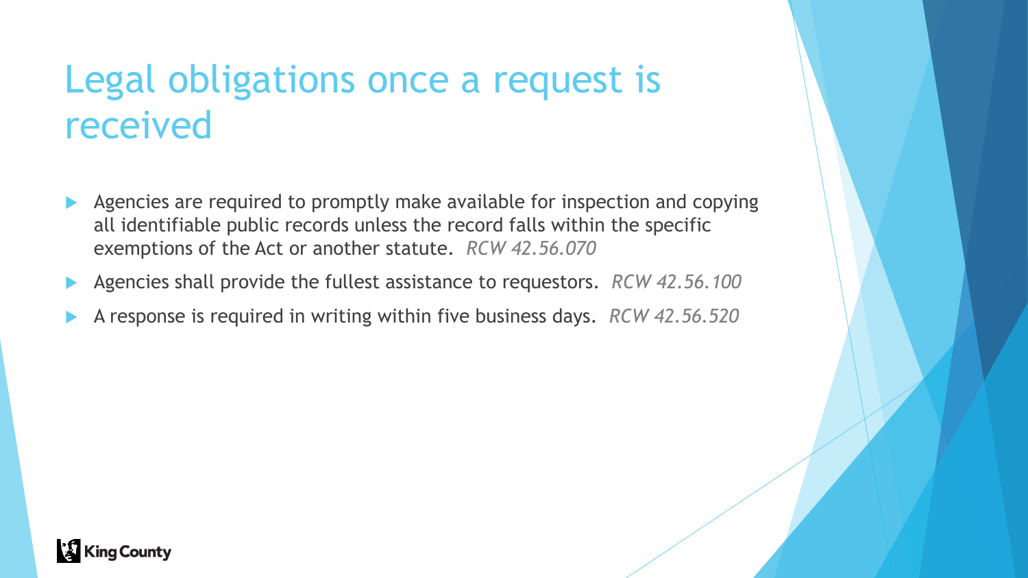# Legal obligations once a request is received

- Agencies are required to promptly make available for inspection and copying all identifiable public records unless the record falls within the specific exemptions of the Act or another statute. *RCW 42.56.070*
- Agencies shall provide the fullest assistance to requestors. *RCW 42.56.100*
- A response is required in writing within five business days. *RCW 42.56.520*

King County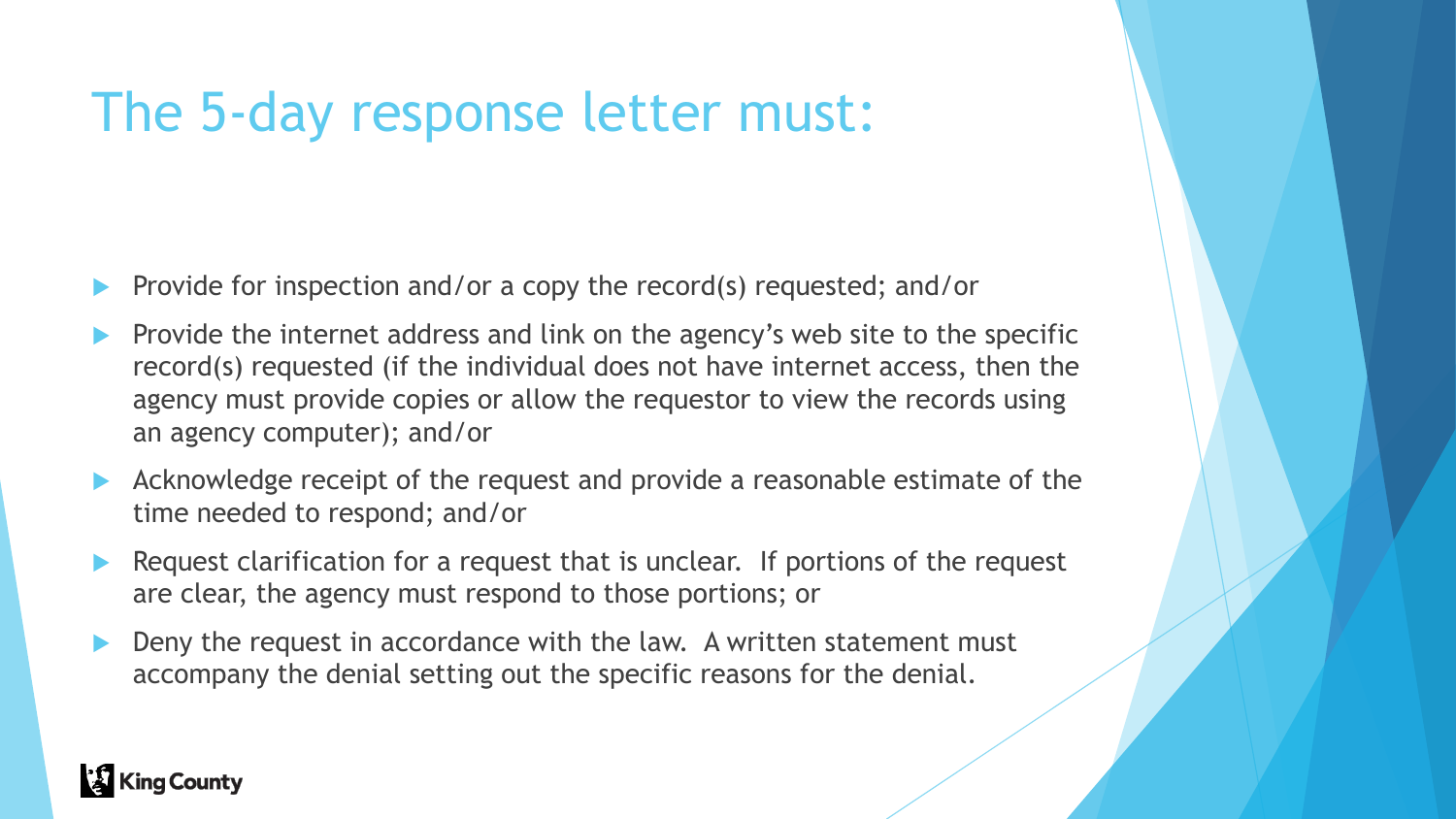# The 5-day response letter must:

- Provide for inspection and/or a copy the record(s) requested; and/or
- Provide the internet address and link on the agency's web site to the specific record(s) requested (if the individual does not have internet access, then the agency must provide copies or allow the requestor to view the records using an agency computer); and/or
- Acknowledge receipt of the request and provide a reasonable estimate of the time needed to respond; and/or
- Request clarification for a request that is unclear. If portions of the request are clear, the agency must respond to those portions; or
- Deny the request in accordance with the law. A written statement must accompany the denial setting out the specific reasons for the denial.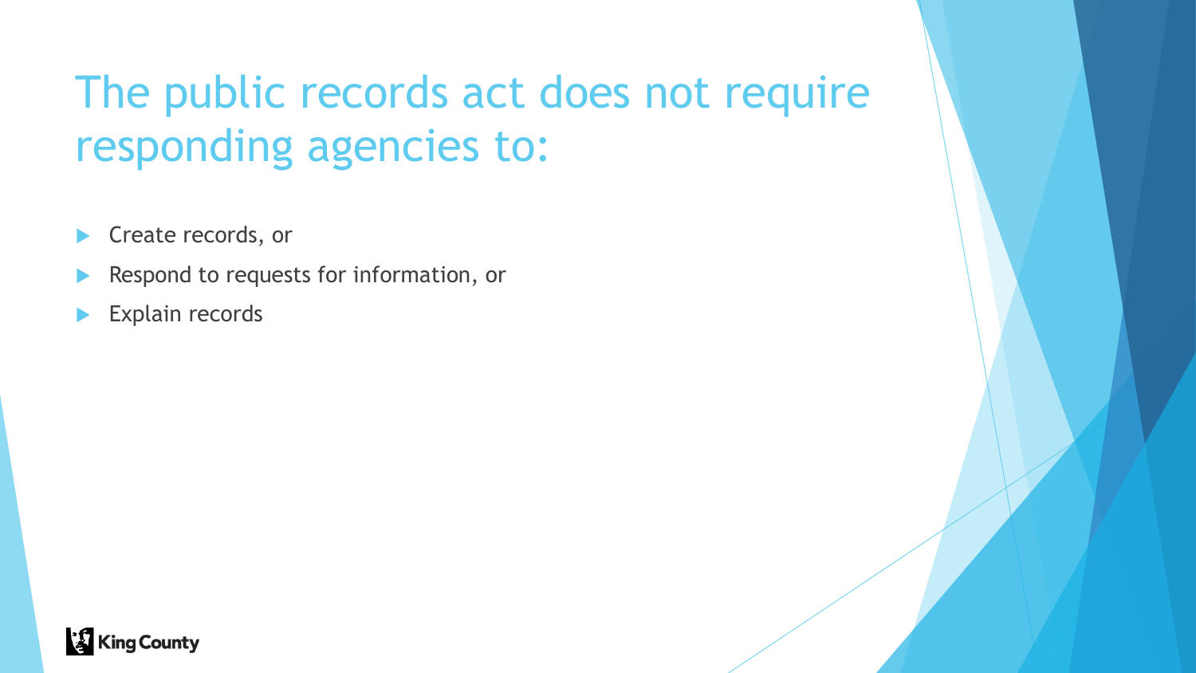# The public records act does not require responding agencies to:

- Create records, or
- Respond to requests for information, or
- Explain records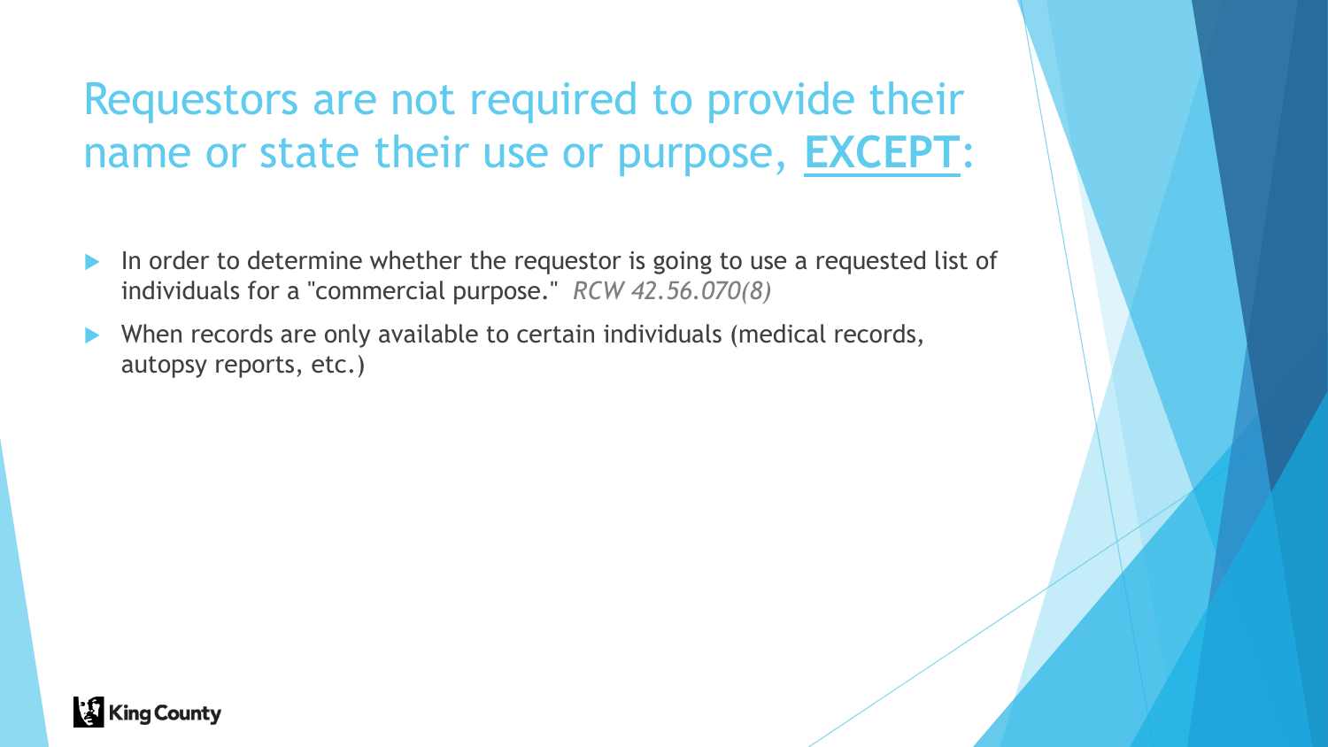# Requestors are not required to provide their name or state their use or purpose, **<u>EXCEPT</u>**:

- In order to determine whether the requestor is going to use a requested list of individuals for a "commercial purpose." *RCW 42.56.070(8)*
- When records are only available to certain individuals (medical records, autopsy reports, etc.)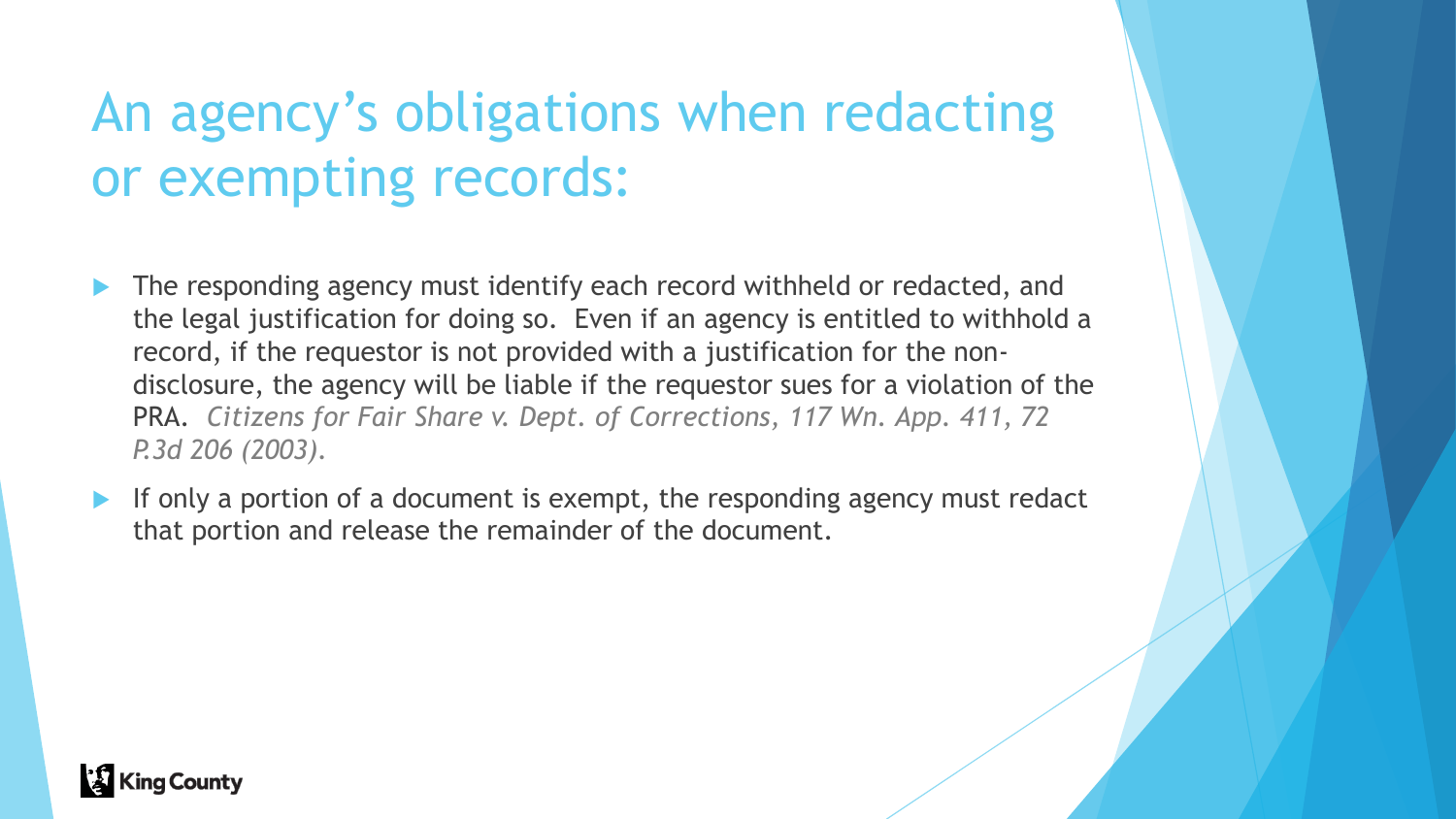# An agency's obligations when redacting or exempting records:

- The responding agency must identify each record withheld or redacted, and the legal justification for doing so. Even if an agency is entitled to withhold a record, if the requestor is not provided with a justification for the non-disclosure, the agency will be liable if the requestor sues for a violation of the PRA. *Citizens for Fair Share v. Dept. of Corrections, 117 Wn. App. 411, 72 P.3d 206 (2003).*
- If only a portion of a document is exempt, the responding agency must redact that portion and release the remainder of the document.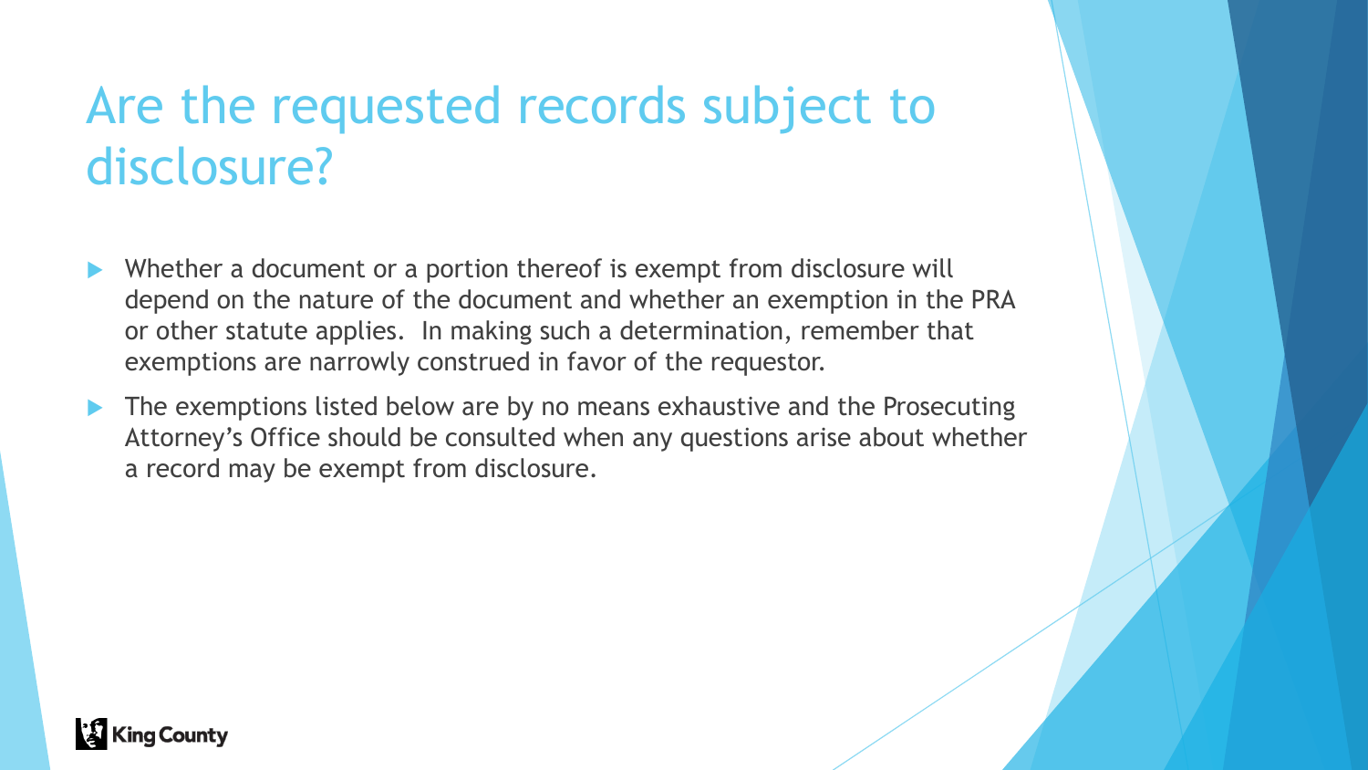# Are the requested records subject to disclosure?

- Whether a document or a portion thereof is exempt from disclosure will depend on the nature of the document and whether an exemption in the PRA or other statute applies. In making such a determination, remember that exemptions are narrowly construed in favor of the requestor.
- The exemptions listed below are by no means exhaustive and the Prosecuting Attorney's Office should be consulted when any questions arise about whether a record may be exempt from disclosure.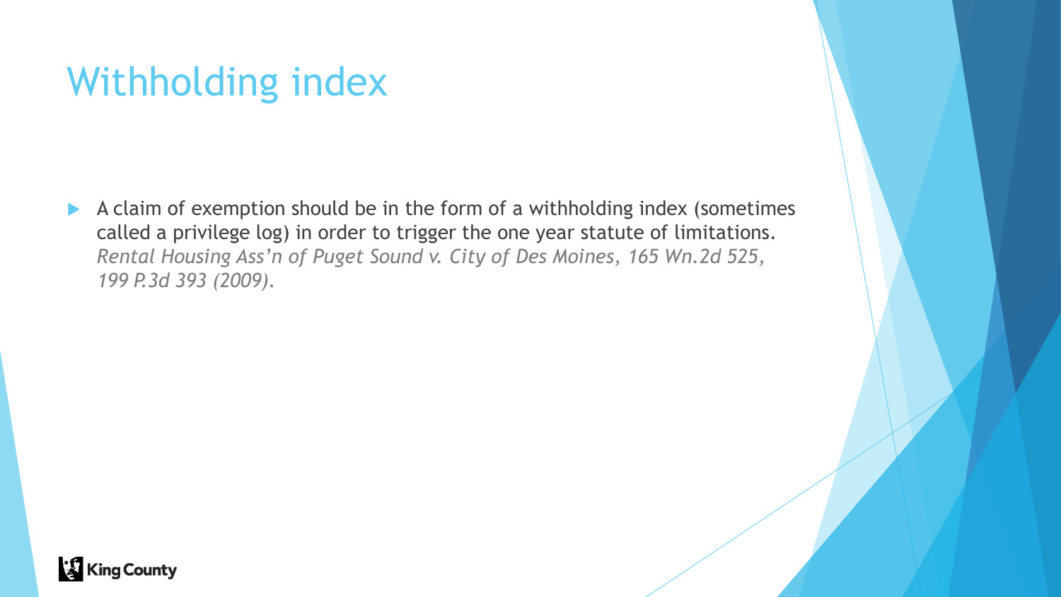# Withholding index

- A claim of exemption should be in the form of a withholding index (sometimes called a privilege log) in order to trigger the one year statute of limitations. *Rental Housing Ass'n of Puget Sound v. City of Des Moines, 165 Wn.2d 525, 199 P.3d 393 (2009).*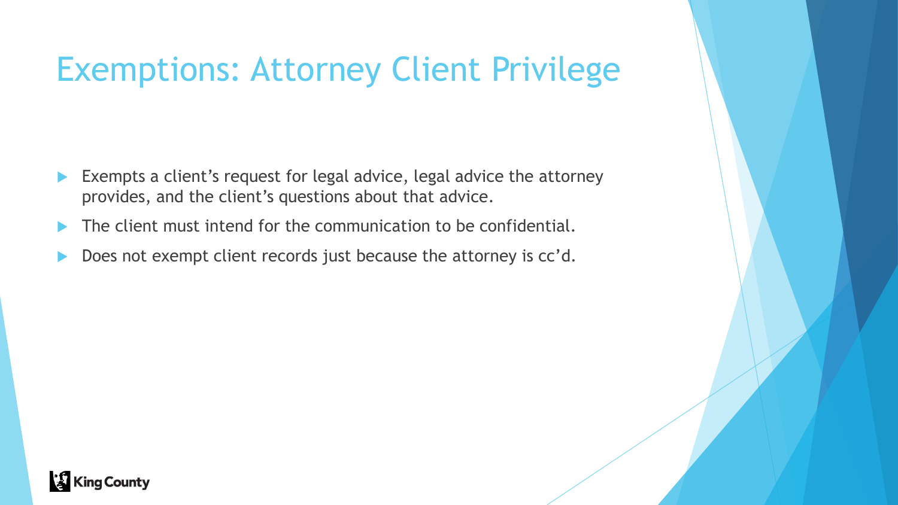# Exemptions: Attorney Client Privilege

- Exempts a client's request for legal advice, legal advice the attorney provides, and the client's questions about that advice.
- The client must intend for the communication to be confidential.
- Does not exempt client records just because the attorney is cc'd.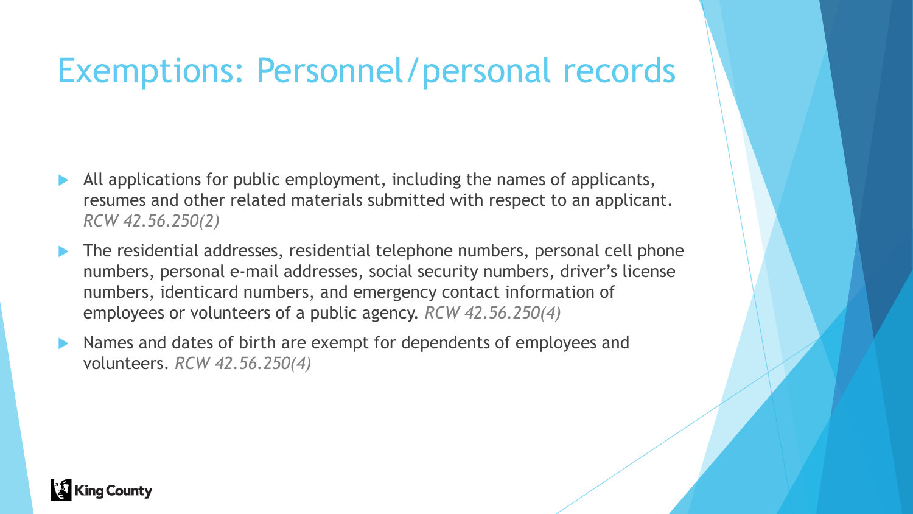# Exemptions: Personnel/personal records

- All applications for public employment, including the names of applicants, resumes and other related materials submitted with respect to an applicant. *RCW 42.56.250(2)*
- The residential addresses, residential telephone numbers, personal cell phone numbers, personal e-mail addresses, social security numbers, driver's license numbers, identicard numbers, and emergency contact information of employees or volunteers of a public agency. *RCW 42.56.250(4)*
- Names and dates of birth are exempt for dependents of employees and volunteers. *RCW 42.56.250(4)*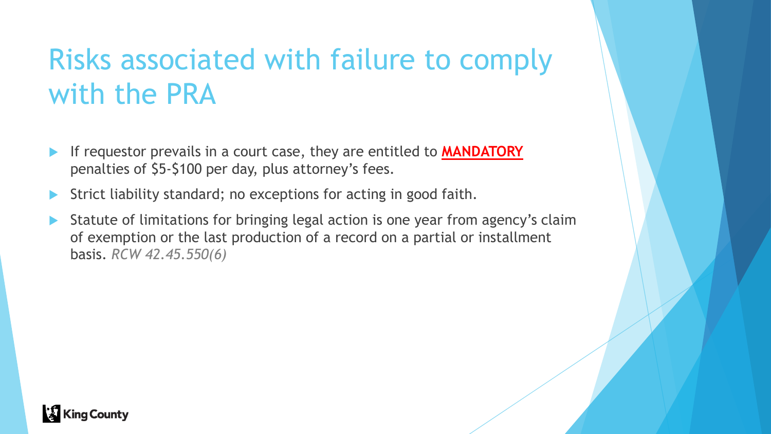# Risks associated with failure to comply with the PRA

- If requestor prevails in a court case, they are entitled to **MANDATORY** penalties of $5-$100 per day, plus attorney's fees.
- Strict liability standard; no exceptions for acting in good faith.
- Statute of limitations for bringing legal action is one year from agency's claim of exemption or the last production of a record on a partial or installment basis. *RCW 42.45.550(6)*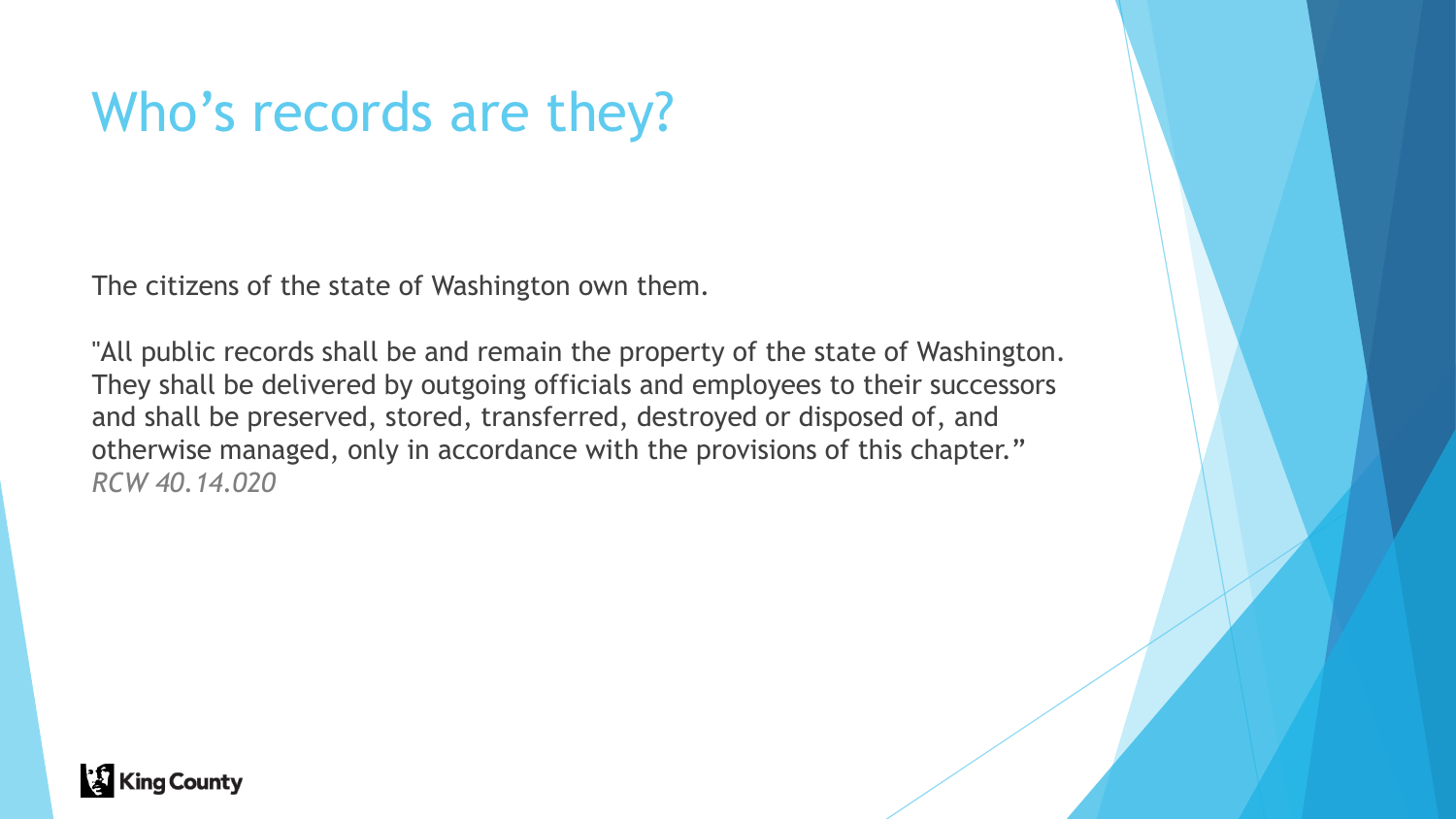# Who’s records are they?

The citizens of the state of Washington own them.

"All public records shall be and remain the property of the state of Washington. They shall be delivered by outgoing officials and employees to their successors and shall be preserved, stored, transferred, destroyed or disposed of, and otherwise managed, only in accordance with the provisions of this chapter.”
*RCW 40.14.020*

King County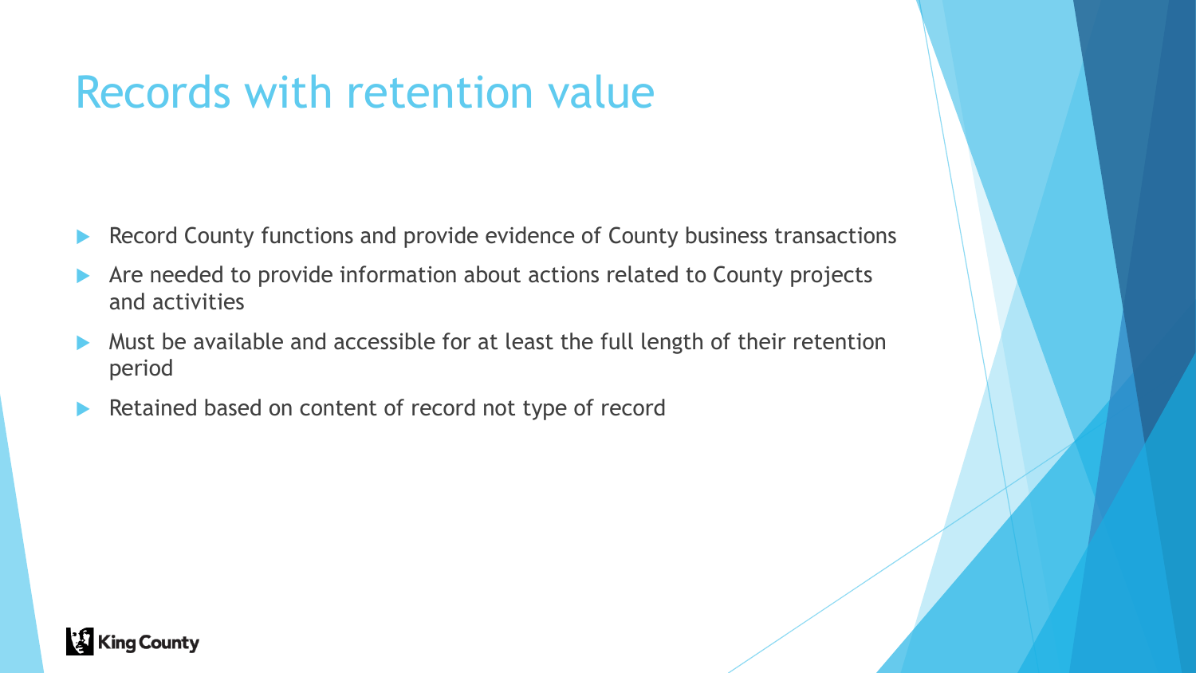# Records with retention value

- Record County functions and provide evidence of County business transactions
- Are needed to provide information about actions related to County projects and activities
- Must be available and accessible for at least the full length of their retention period
- Retained based on content of record not type of record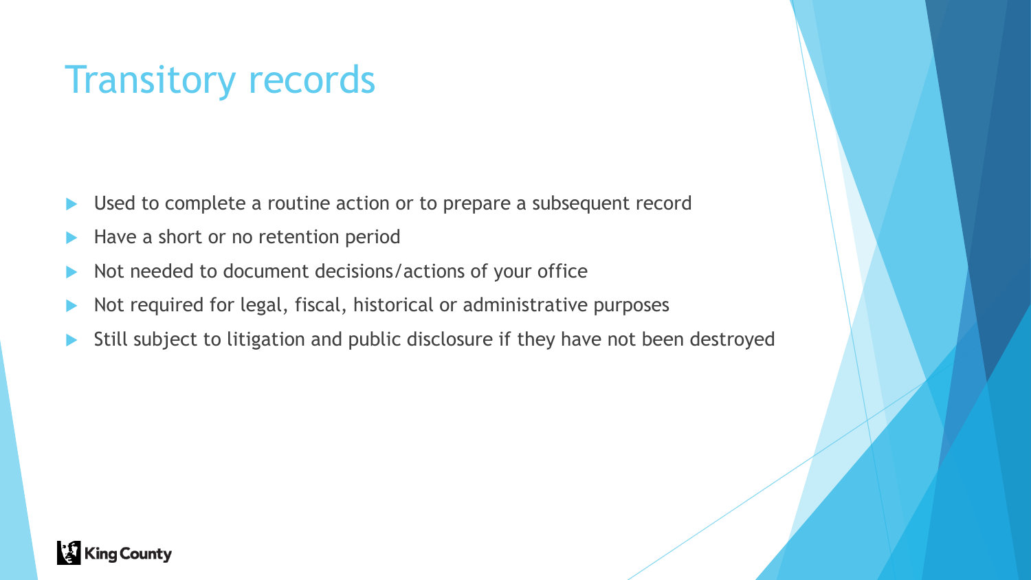# Transitory records

- Used to complete a routine action or to prepare a subsequent record
- Have a short or no retention period
- Not needed to document decisions/actions of your office
- Not required for legal, fiscal, historical or administrative purposes
- Still subject to litigation and public disclosure if they have not been destroyed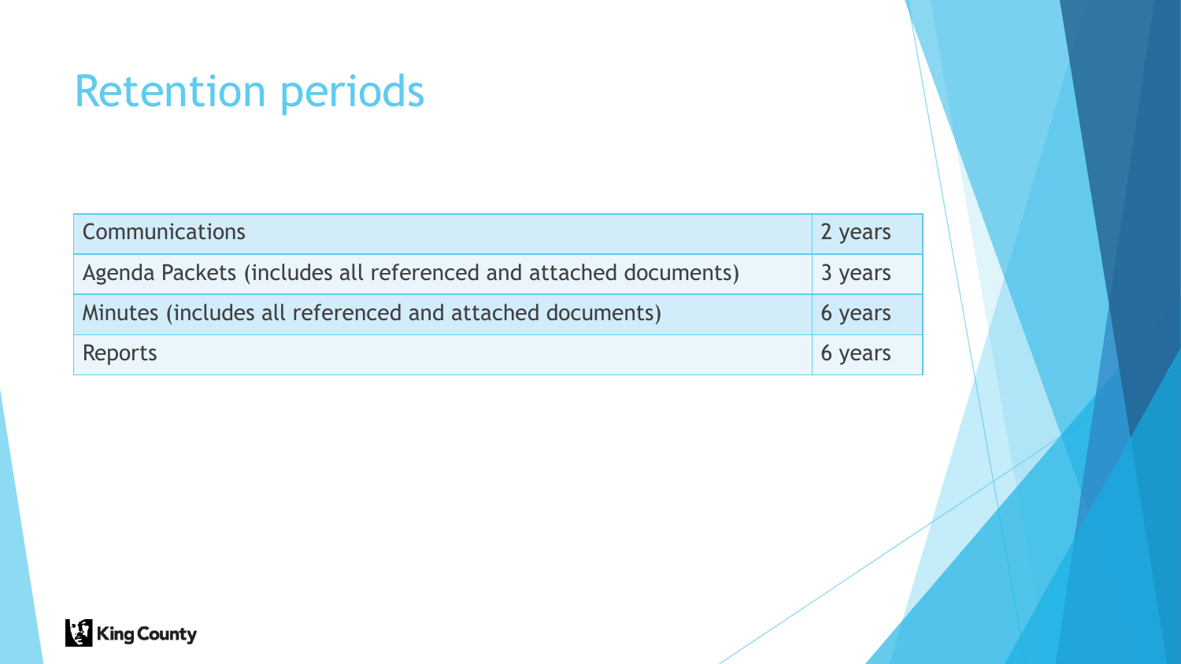# Retention periods

| | |
|---|---|
| Communications | 2 years |
| Agenda Packets (includes all referenced and attached documents) | 3 years |
| Minutes (includes all referenced and attached documents) | 6 years |
| Reports | 6 years |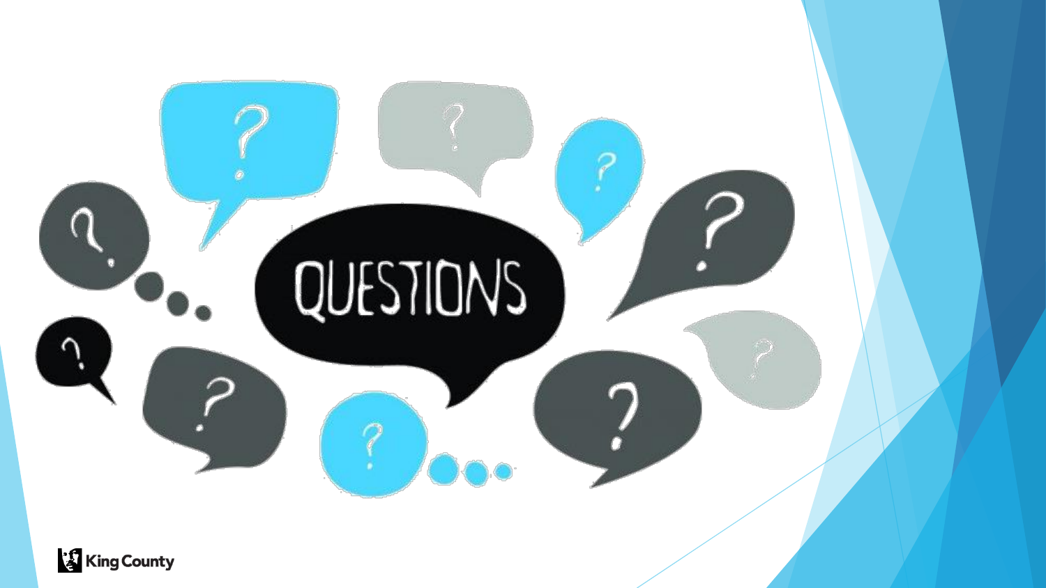QUESTIONS

?

?

?

?

?

?

?

?

?

?

?